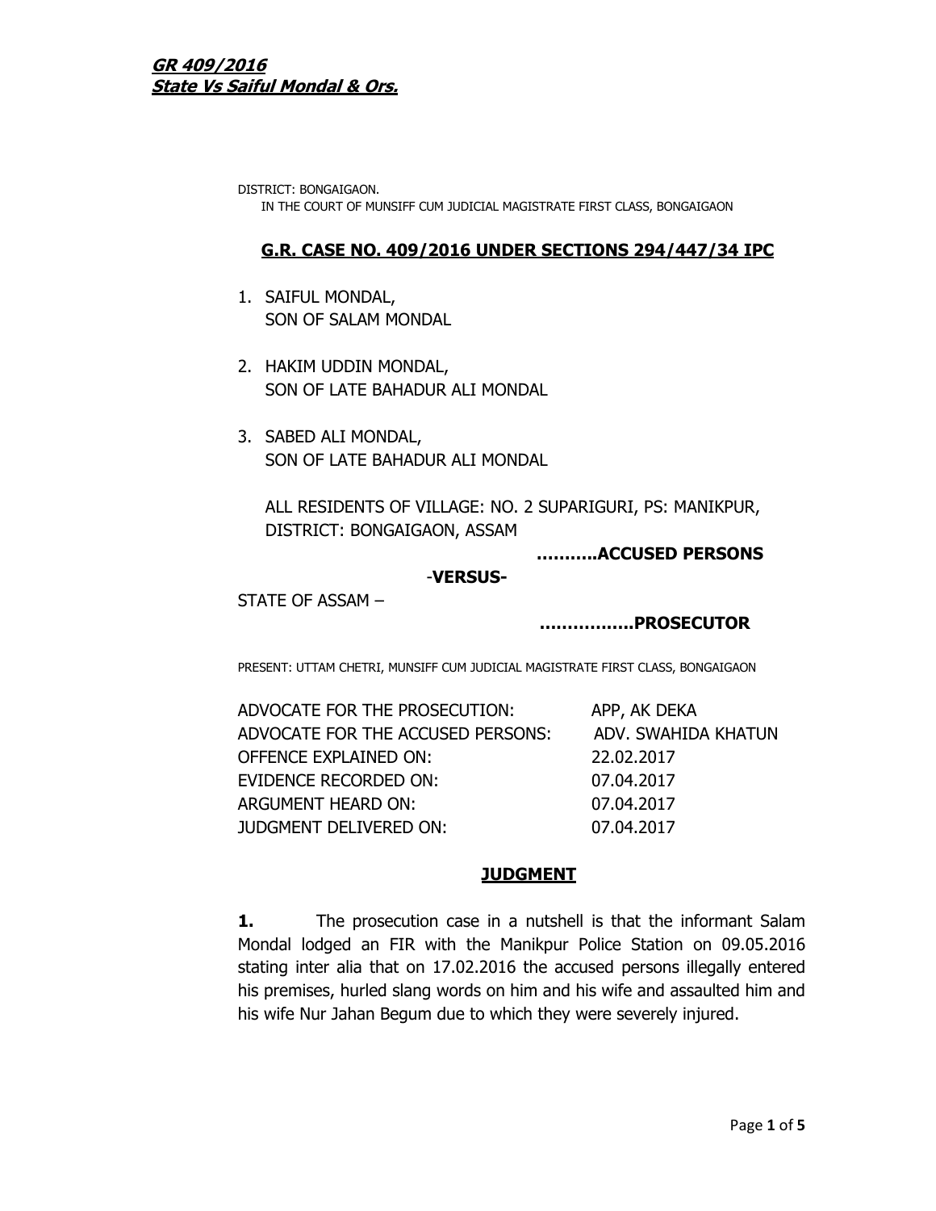DISTRICT: BONGAIGAON.
IN THE COURT OF MUNSIFF CUM JUDICIAL MAGISTRATE FIRST CLASS, BONGAIGAON

## G.R. CASE NO. 409/2016 UNDER SECTIONS 294/447/34 IPC

1. SAIFUL MONDAL,
   SON OF SALAM MONDAL

2. HAKIM UDDIN MONDAL,
   SON OF LATE BAHADUR ALI MONDAL

3. SABED ALI MONDAL,
   SON OF LATE BAHADUR ALI MONDAL

   ALL RESIDENTS OF VILLAGE: NO. 2 SUPARIGURI, PS: MANIKPUR, DISTRICT: BONGAIGAON, ASSAM

**..........ACCUSED PERSONS**

-**VERSUS-**

STATE OF ASSAM –

**................PROSECUTOR**

PRESENT: UTTAM CHETRI, MUNSIFF CUM JUDICIAL MAGISTRATE FIRST CLASS, BONGAIGAON

| | |
|---|---|
| ADVOCATE FOR THE PROSECUTION: | APP, AK DEKA |
| ADVOCATE FOR THE ACCUSED PERSONS: | ADV. SWAHIDA KHATUN |
| OFFENCE EXPLAINED ON: | 22.02.2017 |
| EVIDENCE RECORDED ON: | 07.04.2017 |
| ARGUMENT HEARD ON: | 07.04.2017 |
| JUDGMENT DELIVERED ON: | 07.04.2017 |

## JUDGMENT

**1.** The prosecution case in a nutshell is that the informant Salam Mondal lodged an FIR with the Manikpur Police Station on 09.05.2016 stating inter alia that on 17.02.2016 the accused persons illegally entered his premises, hurled slang words on him and his wife and assaulted him and his wife Nur Jahan Begum due to which they were severely injured.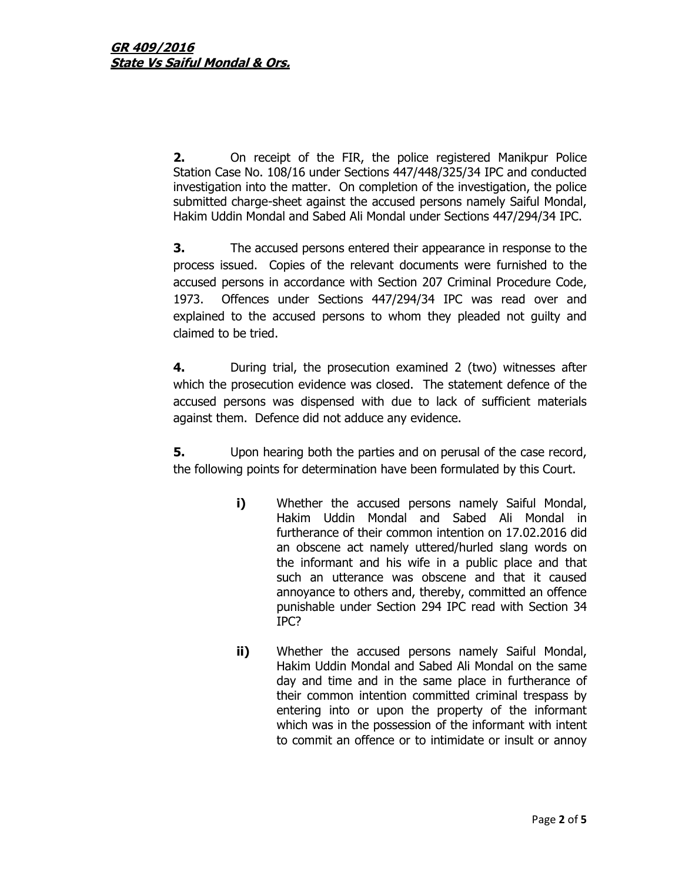**2.** On receipt of the FIR, the police registered Manikpur Police Station Case No. 108/16 under Sections 447/448/325/34 IPC and conducted investigation into the matter. On completion of the investigation, the police submitted charge-sheet against the accused persons namely Saiful Mondal, Hakim Uddin Mondal and Sabed Ali Mondal under Sections 447/294/34 IPC.

**3.** The accused persons entered their appearance in response to the process issued. Copies of the relevant documents were furnished to the accused persons in accordance with Section 207 Criminal Procedure Code, 1973. Offences under Sections 447/294/34 IPC was read over and explained to the accused persons to whom they pleaded not guilty and claimed to be tried.

**4.** During trial, the prosecution examined 2 (two) witnesses after which the prosecution evidence was closed. The statement defence of the accused persons was dispensed with due to lack of sufficient materials against them. Defence did not adduce any evidence.

**5.** Upon hearing both the parties and on perusal of the case record, the following points for determination have been formulated by this Court.

> **i)** Whether the accused persons namely Saiful Mondal, Hakim Uddin Mondal and Sabed Ali Mondal in furtherance of their common intention on 17.02.2016 did an obscene act namely uttered/hurled slang words on the informant and his wife in a public place and that such an utterance was obscene and that it caused annoyance to others and, thereby, committed an offence punishable under Section 294 IPC read with Section 34 IPC?
>
> **ii)** Whether the accused persons namely Saiful Mondal, Hakim Uddin Mondal and Sabed Ali Mondal on the same day and time and in the same place in furtherance of their common intention committed criminal trespass by entering into or upon the property of the informant which was in the possession of the informant with intent to commit an offence or to intimidate or insult or annoy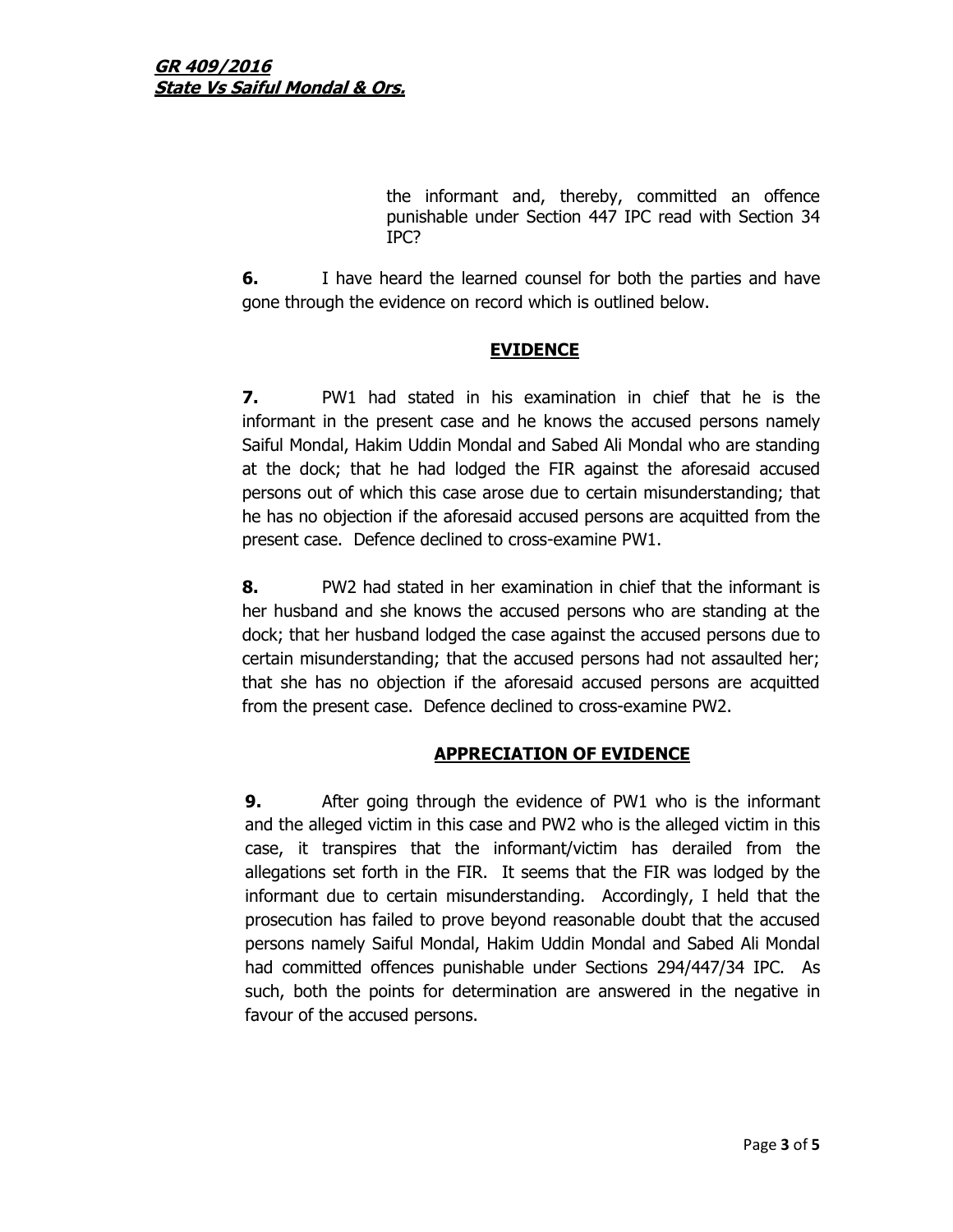the informant and, thereby, committed an offence punishable under Section 447 IPC read with Section 34 IPC?

**6.** I have heard the learned counsel for both the parties and have gone through the evidence on record which is outlined below.

## EVIDENCE

**7.** PW1 had stated in his examination in chief that he is the informant in the present case and he knows the accused persons namely Saiful Mondal, Hakim Uddin Mondal and Sabed Ali Mondal who are standing at the dock; that he had lodged the FIR against the aforesaid accused persons out of which this case arose due to certain misunderstanding; that he has no objection if the aforesaid accused persons are acquitted from the present case. Defence declined to cross-examine PW1.

**8.** PW2 had stated in her examination in chief that the informant is her husband and she knows the accused persons who are standing at the dock; that her husband lodged the case against the accused persons due to certain misunderstanding; that the accused persons had not assaulted her; that she has no objection if the aforesaid accused persons are acquitted from the present case. Defence declined to cross-examine PW2.

## APPRECIATION OF EVIDENCE

**9.** After going through the evidence of PW1 who is the informant and the alleged victim in this case and PW2 who is the alleged victim in this case, it transpires that the informant/victim has derailed from the allegations set forth in the FIR. It seems that the FIR was lodged by the informant due to certain misunderstanding. Accordingly, I held that the prosecution has failed to prove beyond reasonable doubt that the accused persons namely Saiful Mondal, Hakim Uddin Mondal and Sabed Ali Mondal had committed offences punishable under Sections 294/447/34 IPC. As such, both the points for determination are answered in the negative in favour of the accused persons.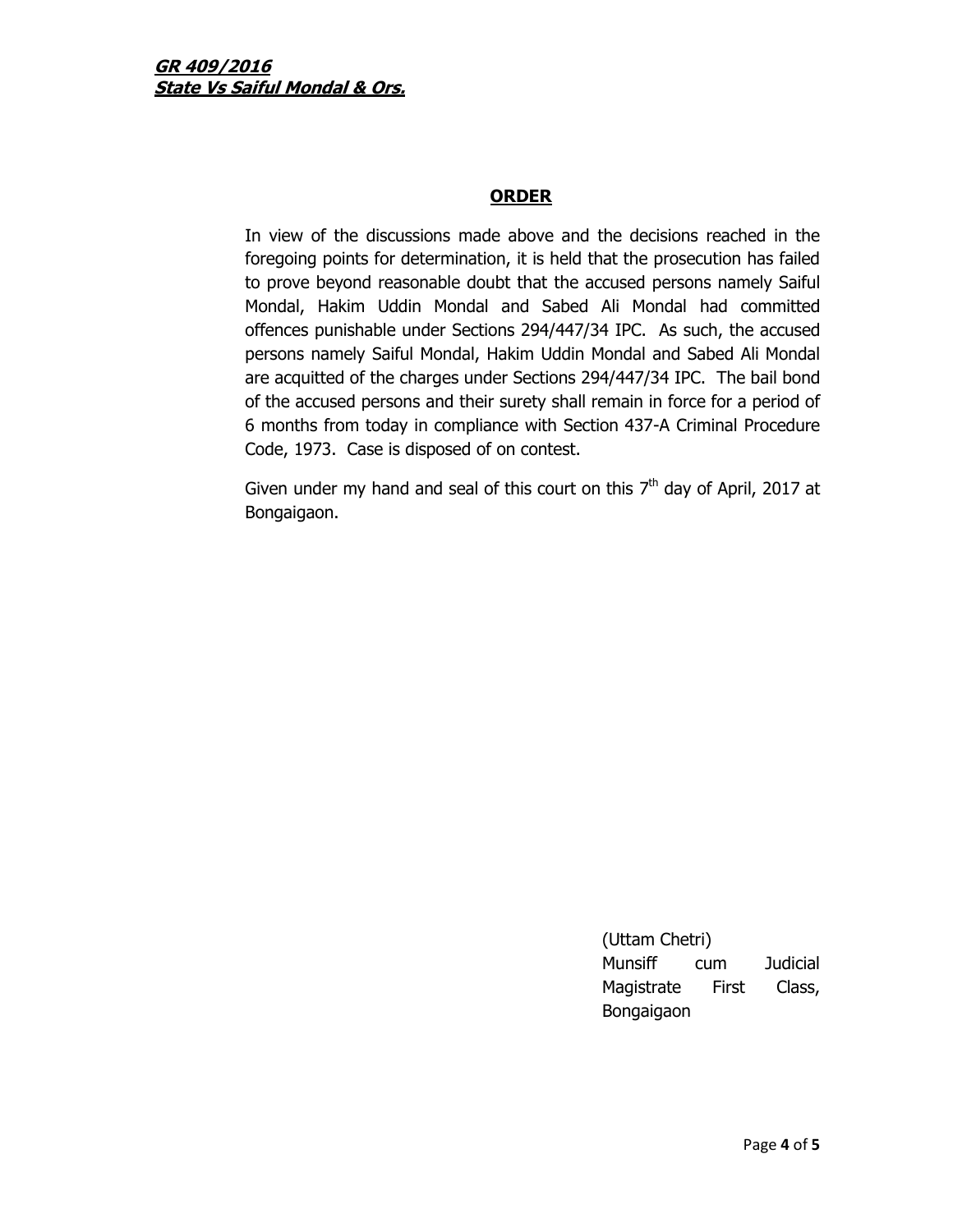## ORDER

In view of the discussions made above and the decisions reached in the foregoing points for determination, it is held that the prosecution has failed to prove beyond reasonable doubt that the accused persons namely Saiful Mondal, Hakim Uddin Mondal and Sabed Ali Mondal had committed offences punishable under Sections 294/447/34 IPC. As such, the accused persons namely Saiful Mondal, Hakim Uddin Mondal and Sabed Ali Mondal are acquitted of the charges under Sections 294/447/34 IPC. The bail bond of the accused persons and their surety shall remain in force for a period of 6 months from today in compliance with Section 437-A Criminal Procedure Code, 1973. Case is disposed of on contest.

Given under my hand and seal of this court on this 7th day of April, 2017 at Bongaigaon.

(Uttam Chetri)
Munsiff cum Judicial Magistrate First Class,
Bongaigaon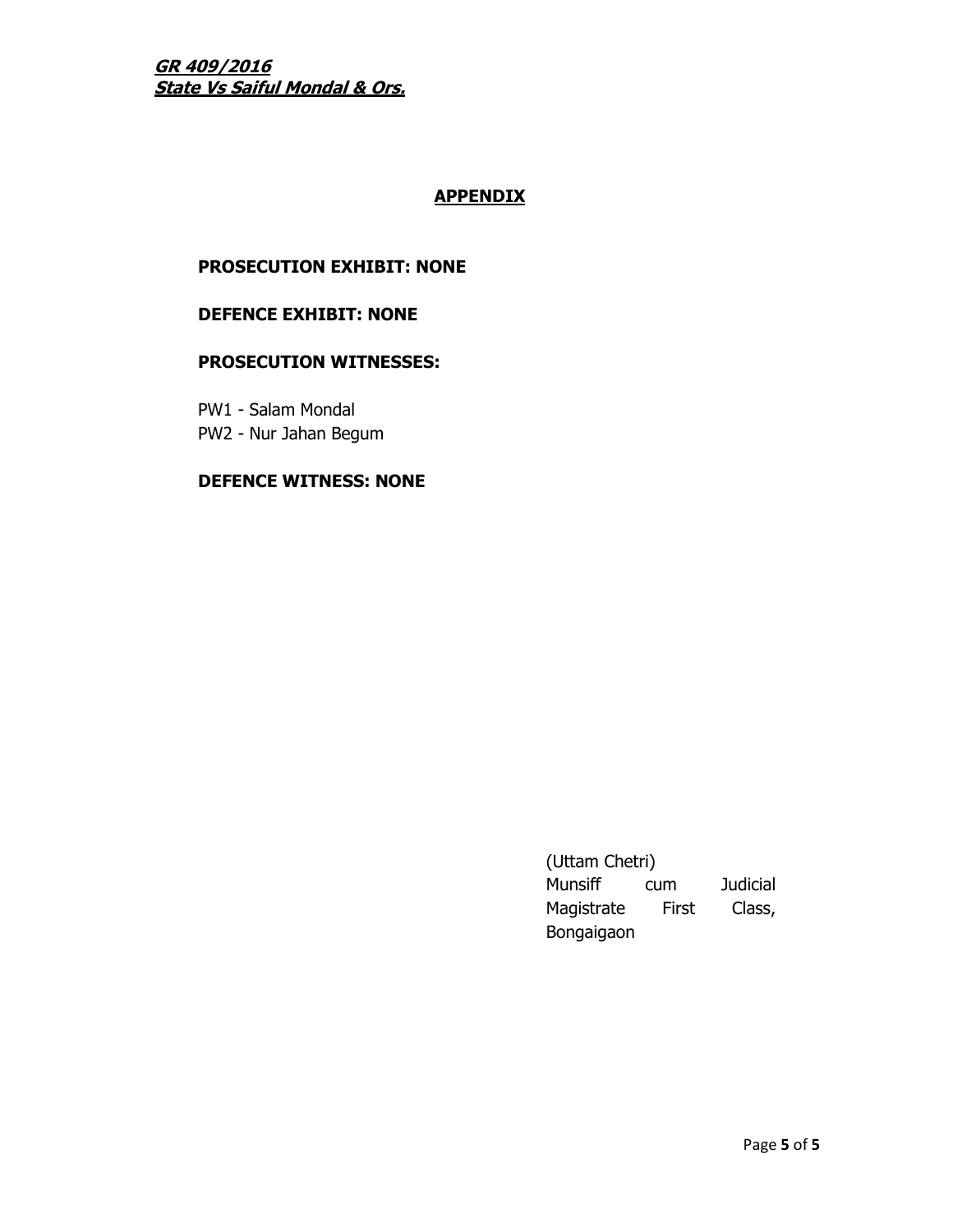## APPENDIX

**PROSECUTION EXHIBIT: NONE**

**DEFENCE EXHIBIT: NONE**

**PROSECUTION WITNESSES:**

PW1 - Salam Mondal
PW2 - Nur Jahan Begum

**DEFENCE WITNESS: NONE**

(Uttam Chetri)
Munsiff cum Judicial Magistrate First Class,
Bongaigaon